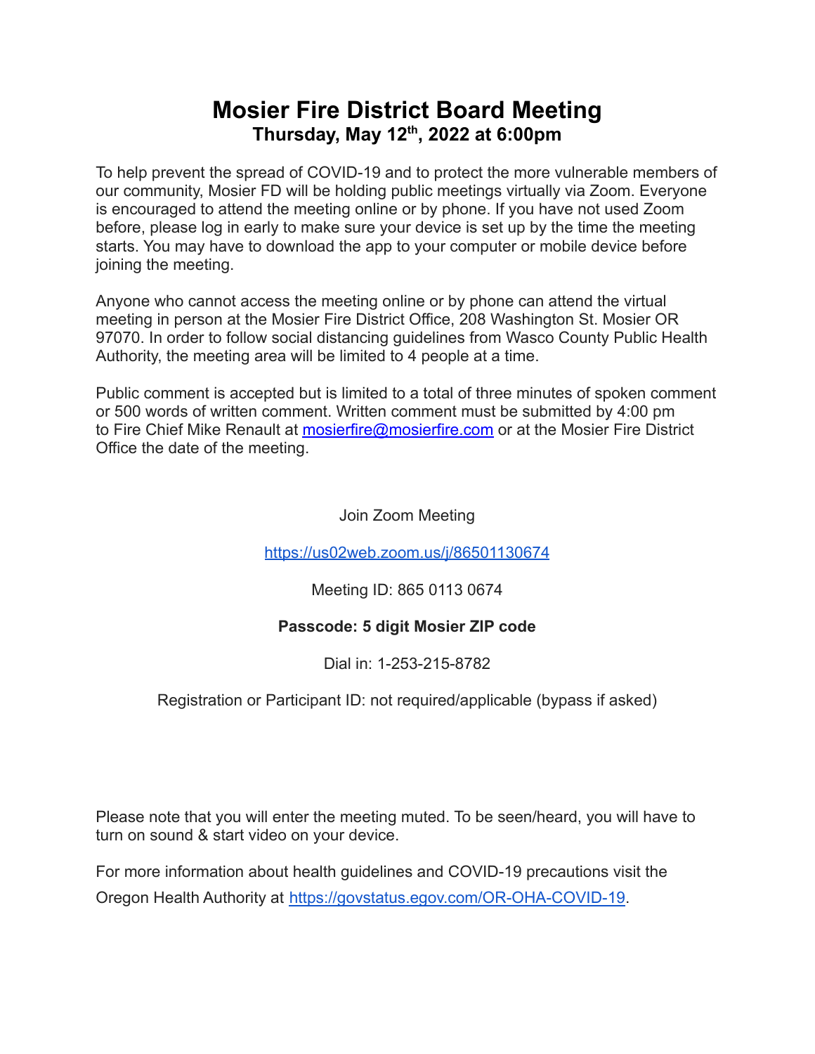# Mosier Fire District Board Meeting

## Thursday, May 12th, 2022 at 6:00pm

To help prevent the spread of COVID-19 and to protect the more vulnerable members of our community, Mosier FD will be holding public meetings virtually via Zoom. Everyone is encouraged to attend the meeting online or by phone. If you have not used Zoom before, please log in early to make sure your device is set up by the time the meeting starts. You may have to download the app to your computer or mobile device before joining the meeting.

Anyone who cannot access the meeting online or by phone can attend the virtual meeting in person at the Mosier Fire District Office, 208 Washington St. Mosier OR 97070. In order to follow social distancing guidelines from Wasco County Public Health Authority, the meeting area will be limited to 4 people at a time.

Public comment is accepted but is limited to a total of three minutes of spoken comment or 500 words of written comment. Written comment must be submitted by 4:00 pm to Fire Chief Mike Renault at mosierfire@mosierfire.com or at the Mosier Fire District Office the date of the meeting.

Join Zoom Meeting

https://us02web.zoom.us/j/86501130674

Meeting ID: 865 0113 0674

**Passcode: 5 digit Mosier ZIP code**

Dial in: 1-253-215-8782

Registration or Participant ID: not required/applicable (bypass if asked)

Please note that you will enter the meeting muted. To be seen/heard, you will have to turn on sound & start video on your device.

For more information about health guidelines and COVID-19 precautions visit the Oregon Health Authority at https://govstatus.egov.com/OR-OHA-COVID-19.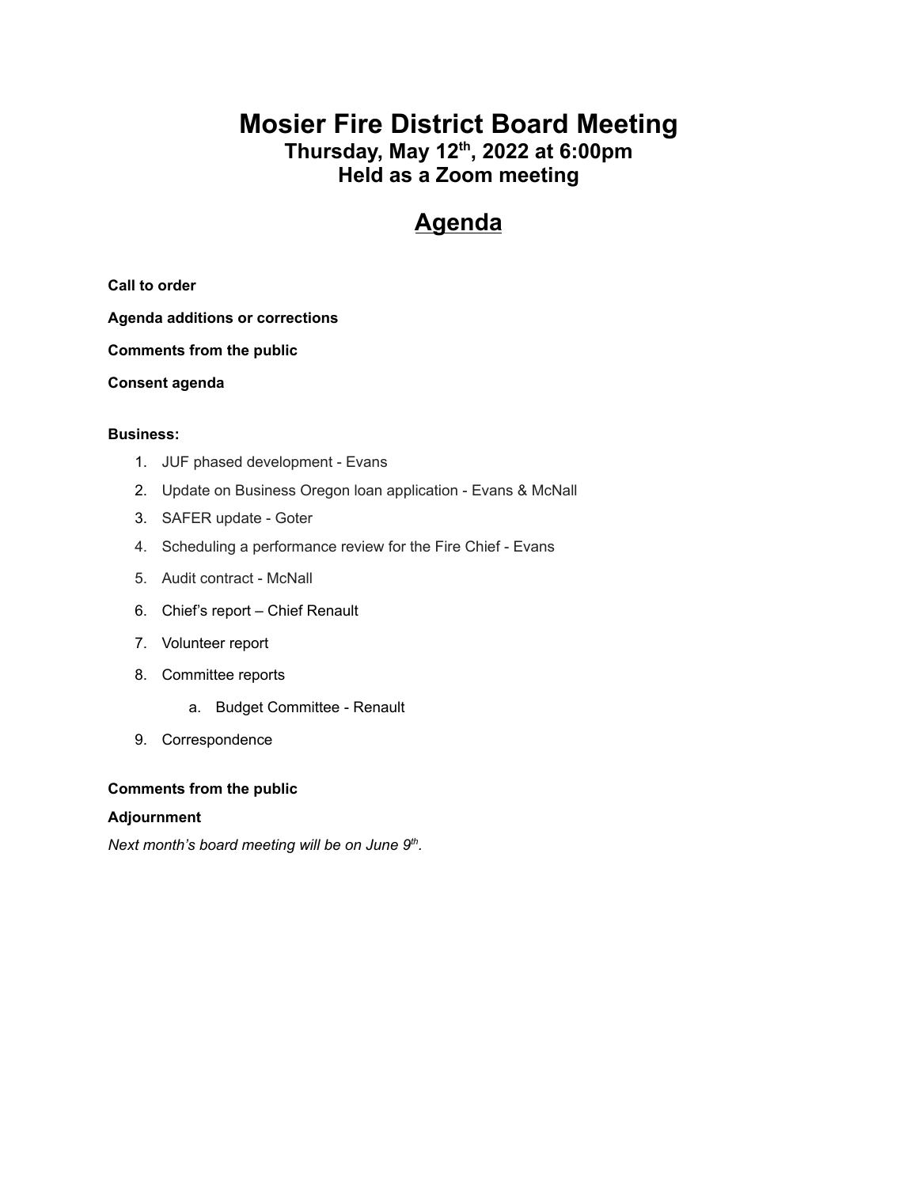# Mosier Fire District Board Meeting

### Thursday, May 12th, 2022 at 6:00pm
### Held as a Zoom meeting

## Agenda

**Call to order**

**Agenda additions or corrections**

**Comments from the public**

**Consent agenda**

**Business:**

1. JUF phased development - Evans
2. Update on Business Oregon loan application - Evans & McNall
3. SAFER update - Goter
4. Scheduling a performance review for the Fire Chief - Evans
5. Audit contract - McNall
6. Chief's report – Chief Renault
7. Volunteer report
8. Committee reports
    a. Budget Committee - Renault
9. Correspondence

**Comments from the public**

**Adjournment**

*Next month's board meeting will be on June 9th.*